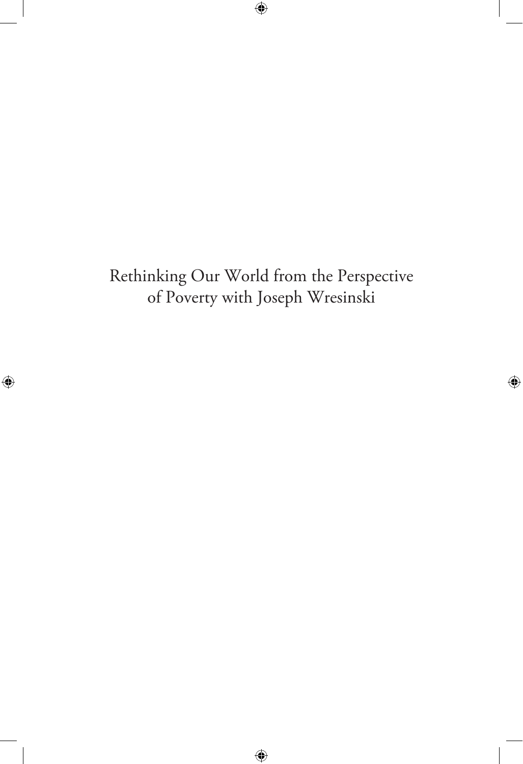# Rethinking Our World from the Perspective of Poverty with Joseph Wresinski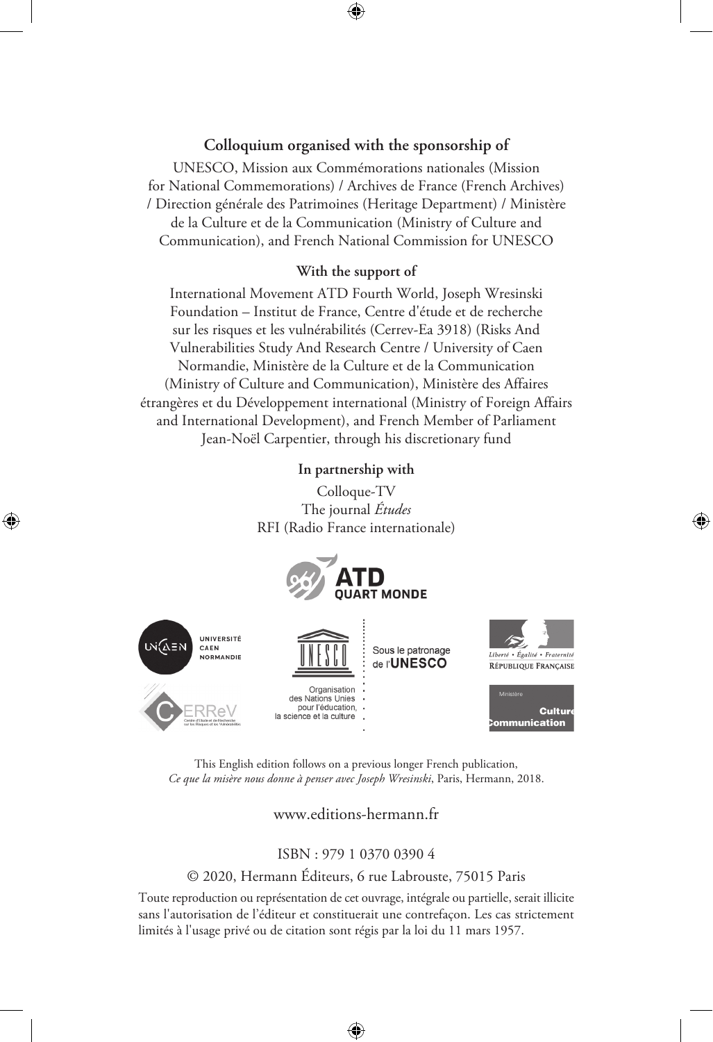**Colloquium organised with the sponsorship of**

UNESCO, Mission aux Commémorations nationales (Mission for National Commemorations) / Archives de France (French Archives) / Direction générale des Patrimoines (Heritage Department) / Ministère de la Culture et de la Communication (Ministry of Culture and Communication), and French National Commission for UNESCO

**With the support of**

International Movement ATD Fourth World, Joseph Wresinski Foundation – Institut de France, Centre d'étude et de recherche sur les risques et les vulnérabilités (Cerrev-Ea 3918) (Risks And Vulnerabilities Study And Research Centre / University of Caen Normandie, Ministère de la Culture et de la Communication (Ministry of Culture and Communication), Ministère des Affaires étrangères et du Développement international (Ministry of Foreign Affairs and International Development), and French Member of Parliament Jean-Noël Carpentier, through his discretionary fund

**In partnership with**

Colloque-TV
The journal *Études*
RFI (Radio France internationale)

ATD QUART MONDE

UNIVERSITÉ CAEN NORMANDIE

CERReV Centre d'Étude et de Recherche sur les Risques et les Vulnérabilités

UNESCO Organisation des Nations Unies pour l'éducation, la science et la culture

Sous le patronage de l'UNESCO

Liberté • Égalité • Fraternité RÉPUBLIQUE FRANÇAISE

Ministère Culture Communication

This English edition follows on a previous longer French publication, *Ce que la misère nous donne à penser avec Joseph Wresinski*, Paris, Hermann, 2018.

www.editions-hermann.fr

ISBN : 979 1 0370 0390 4

© 2020, Hermann Éditeurs, 6 rue Labrouste, 75015 Paris

Toute reproduction ou représentation de cet ouvrage, intégrale ou partielle, serait illicite sans l'autorisation de l'éditeur et constituerait une contrefaçon. Les cas strictement limités à l'usage privé ou de citation sont régis par la loi du 11 mars 1957.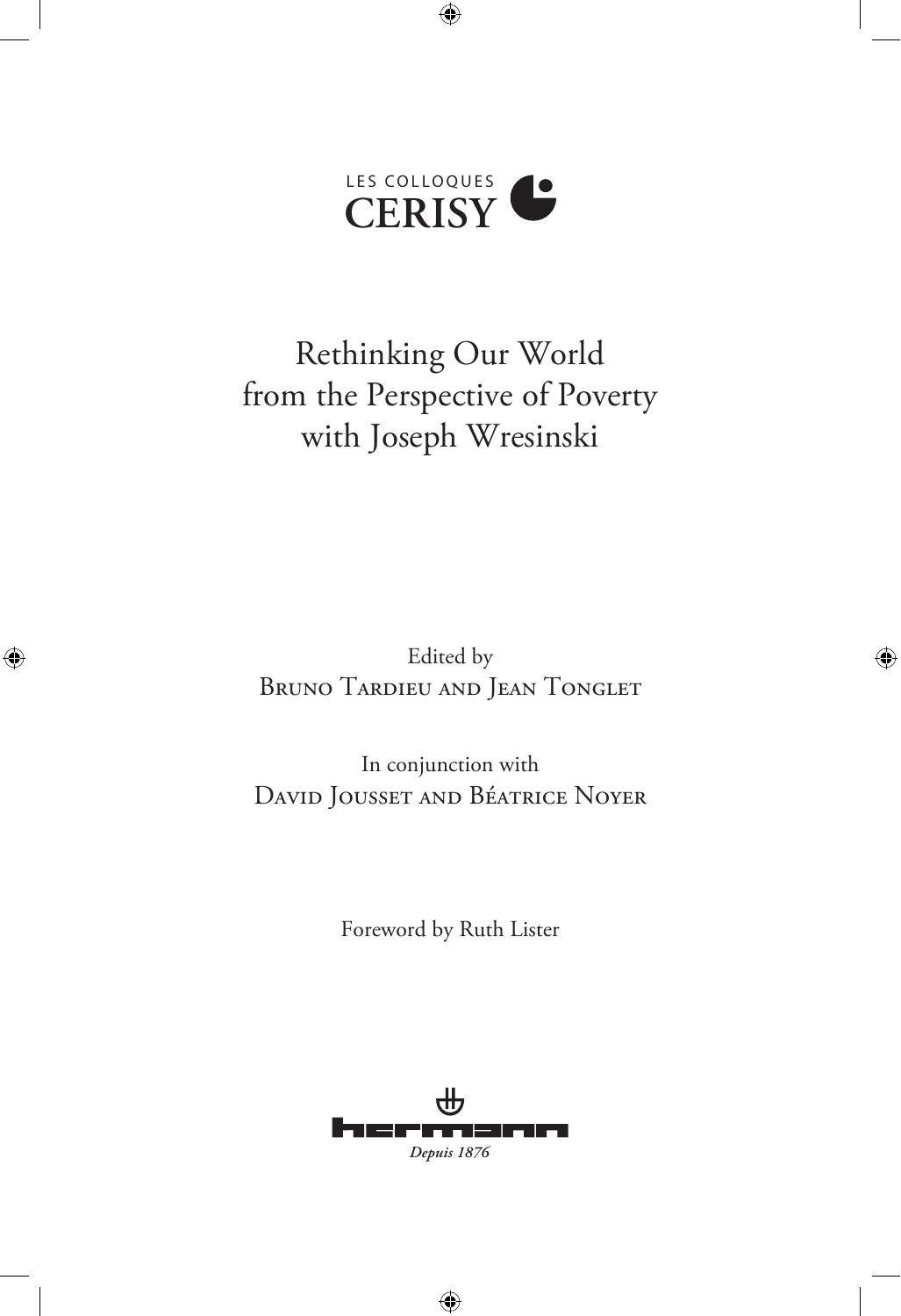LES COLLOQUES
CERISY

# Rethinking Our World from the Perspective of Poverty with Joseph Wresinski

Edited by
Bruno Tardieu and Jean Tonglet

In conjunction with
David Jousset and Béatrice Noyer

Foreword by Ruth Lister

hermann
*Depuis 1876*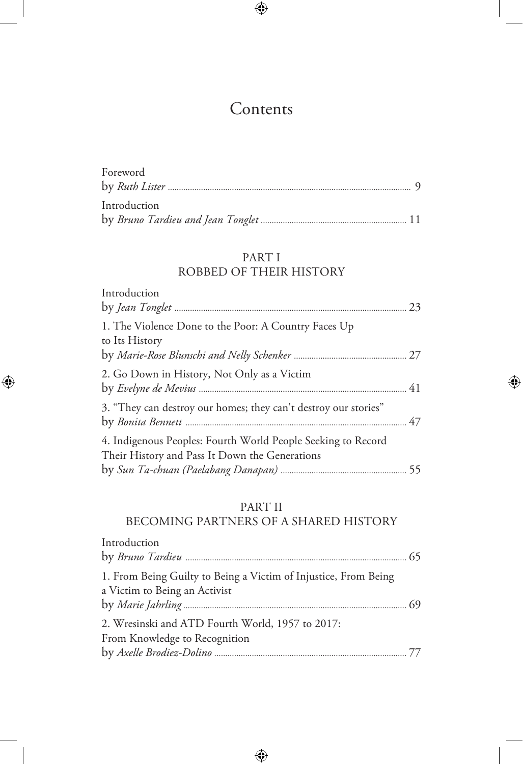# Contents

Foreword
by *Ruth Lister* ........ 9

Introduction
by *Bruno Tardieu and Jean Tonglet* ........ 11

## PART I
## ROBBED OF THEIR HISTORY

Introduction
by *Jean Tonglet* ........ 23

1. The Violence Done to the Poor: A Country Faces Up to Its History
by *Marie-Rose Blunschi and Nelly Schenker* ........ 27

2. Go Down in History, Not Only as a Victim
by *Evelyne de Mevius* ........ 41

3. "They can destroy our homes; they can't destroy our stories"
by *Bonita Bennett* ........ 47

4. Indigenous Peoples: Fourth World People Seeking to Record Their History and Pass It Down the Generations
by *Sun Ta-chuan (Paelabang Danapan)* ........ 55

## PART II
## BECOMING PARTNERS OF A SHARED HISTORY

Introduction
by *Bruno Tardieu* ........ 65

1. From Being Guilty to Being a Victim of Injustice, From Being a Victim to Being an Activist
by *Marie Jahrling* ........ 69

2. Wresinski and ATD Fourth World, 1957 to 2017: From Knowledge to Recognition
by *Axelle Brodiez-Dolino* ........ 77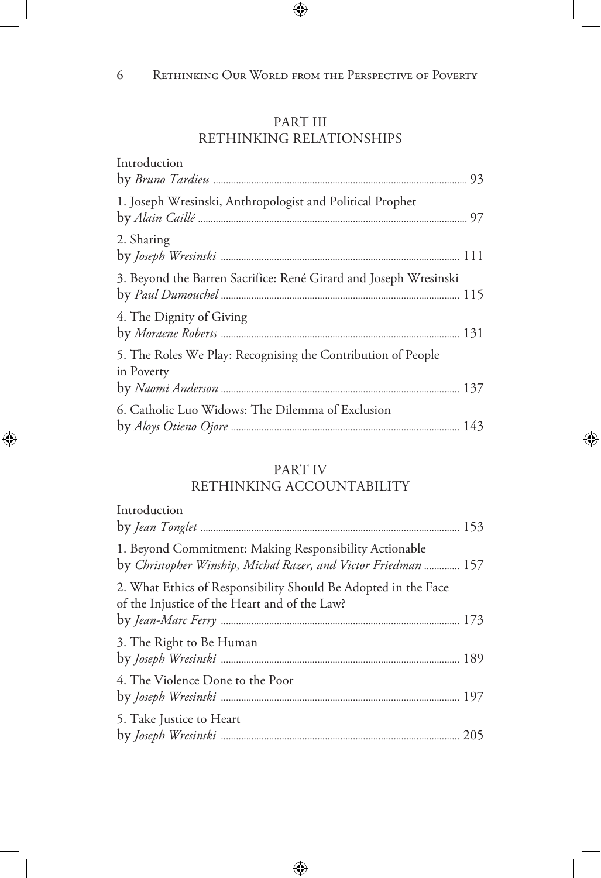## PART III
## RETHINKING RELATIONSHIPS

Introduction
by *Bruno Tardieu* ... 93

1. Joseph Wresinski, Anthropologist and Political Prophet
by *Alain Caillé* ... 97

2. Sharing
by *Joseph Wresinski* ... 111

3. Beyond the Barren Sacrifice: René Girard and Joseph Wresinski
by *Paul Dumouchel* ... 115

4. The Dignity of Giving
by *Moraene Roberts* ... 131

5. The Roles We Play: Recognising the Contribution of People in Poverty
by *Naomi Anderson* ... 137

6. Catholic Luo Widows: The Dilemma of Exclusion
by *Aloys Otieno Ojore* ... 143

## PART IV
## RETHINKING ACCOUNTABILITY

Introduction
by *Jean Tonglet* ... 153

1. Beyond Commitment: Making Responsibility Actionable
by *Christopher Winship, Michal Razer, and Victor Friedman* ... 157

2. What Ethics of Responsibility Should Be Adopted in the Face of the Injustice of the Heart and of the Law?
by *Jean-Marc Ferry* ... 173

3. The Right to Be Human
by *Joseph Wresinski* ... 189

4. The Violence Done to the Poor
by *Joseph Wresinski* ... 197

5. Take Justice to Heart
by *Joseph Wresinski* ... 205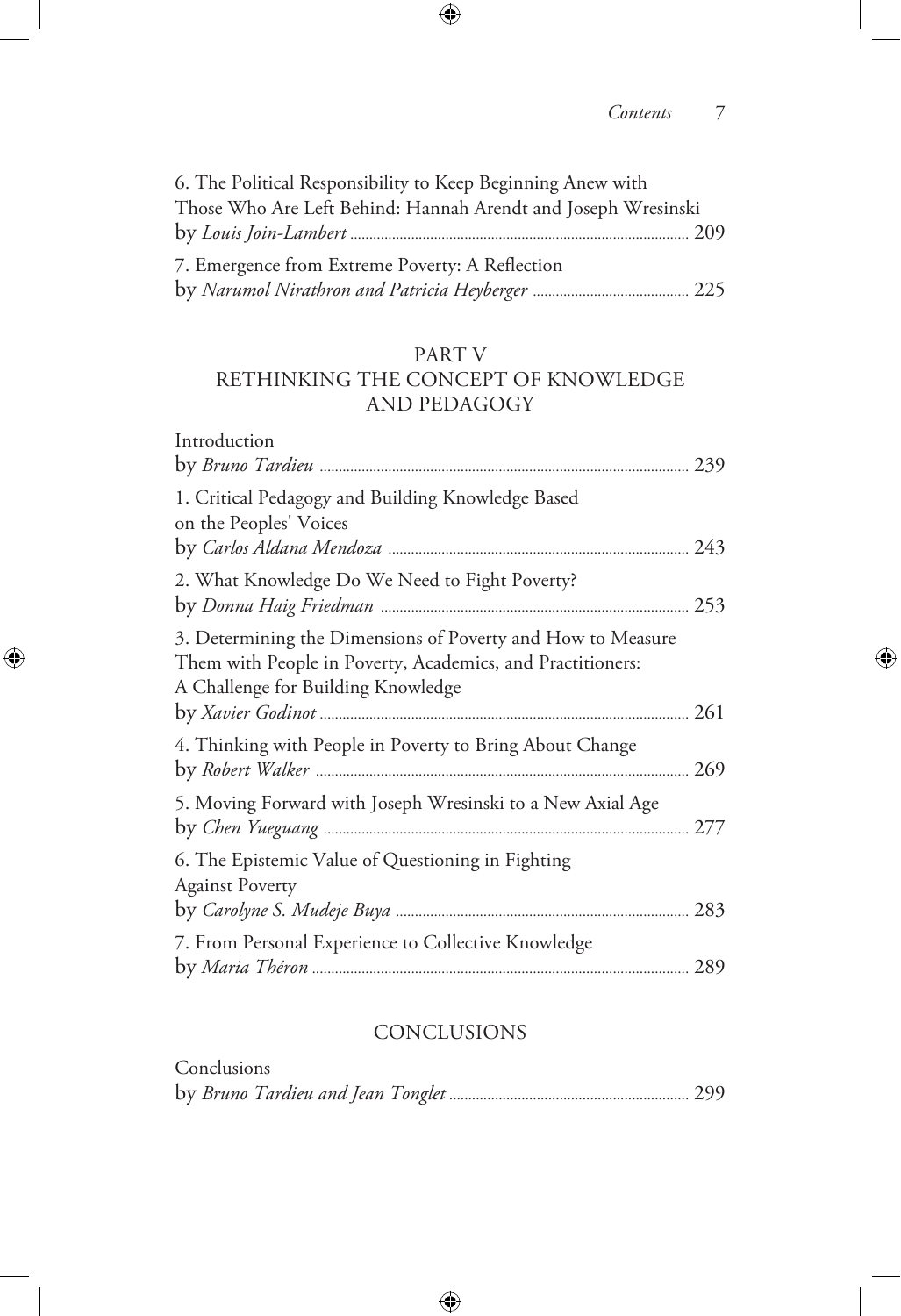6. The Political Responsibility to Keep Beginning Anew with Those Who Are Left Behind: Hannah Arendt and Joseph Wresinski
by *Louis Join-Lambert* ........................................................................ 209

7. Emergence from Extreme Poverty: A Reflection
by *Narumol Nirathron and Patricia Heyberger* ......................................... 225

## PART V
## RETHINKING THE CONCEPT OF KNOWLEDGE AND PEDAGOGY

Introduction
by *Bruno Tardieu* ................................................................................. 239

1. Critical Pedagogy and Building Knowledge Based on the Peoples' Voices
by *Carlos Aldana Mendoza* .............................................................. 243

2. What Knowledge Do We Need to Fight Poverty?
by *Donna Haig Friedman* ................................................................. 253

3. Determining the Dimensions of Poverty and How to Measure Them with People in Poverty, Academics, and Practitioners: A Challenge for Building Knowledge
by *Xavier Godinot* ............................................................................... 261

4. Thinking with People in Poverty to Bring About Change
by *Robert Walker* ................................................................................. 269

5. Moving Forward with Joseph Wresinski to a New Axial Age
by *Chen Yueguang* ............................................................................... 277

6. The Epistemic Value of Questioning in Fighting Against Poverty
by *Carolyne S. Mudeje Buya* ............................................................ 283

7. From Personal Experience to Collective Knowledge
by *Maria Théron* .................................................................................. 289

## CONCLUSIONS

Conclusions
by *Bruno Tardieu and Jean Tonglet* ............................................... 299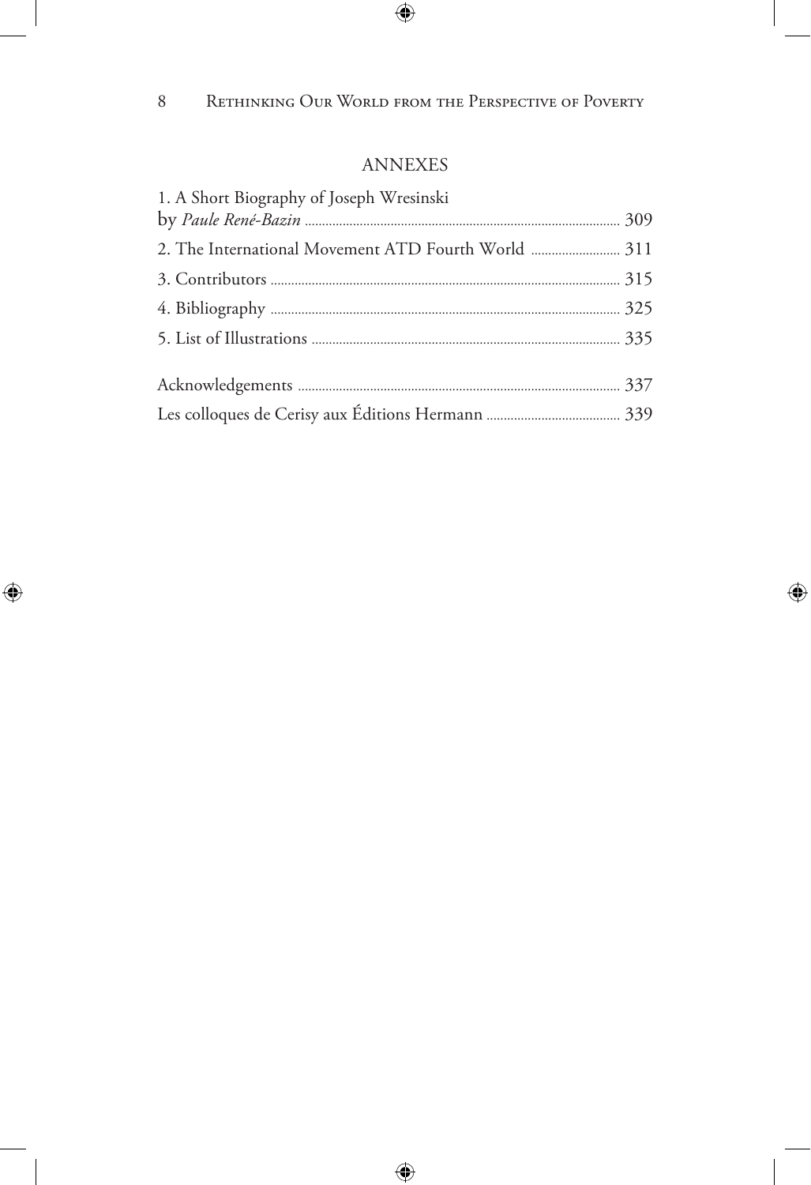## ANNEXES

1. A Short Biography of Joseph Wresinski by *Paule René-Bazin* ........ 309
2. The International Movement ATD Fourth World ........ 311
3. Contributors ........ 315
4. Bibliography ........ 325
5. List of Illustrations ........ 335

Acknowledgements ........ 337

Les colloques de Cerisy aux Éditions Hermann ........ 339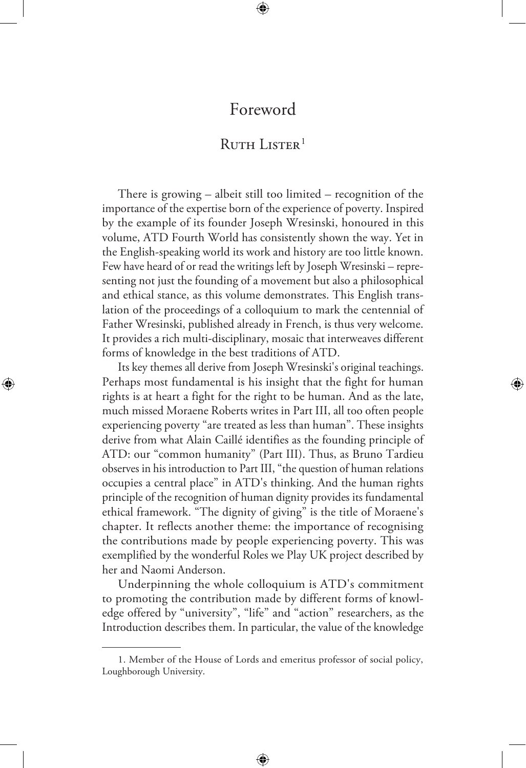# Foreword

## Ruth Lister[1]

There is growing – albeit still too limited – recognition of the importance of the expertise born of the experience of poverty. Inspired by the example of its founder Joseph Wresinski, honoured in this volume, ATD Fourth World has consistently shown the way. Yet in the English-speaking world its work and history are too little known. Few have heard of or read the writings left by Joseph Wresinski – representing not just the founding of a movement but also a philosophical and ethical stance, as this volume demonstrates. This English translation of the proceedings of a colloquium to mark the centennial of Father Wresinski, published already in French, is thus very welcome. It provides a rich multi-disciplinary, mosaic that interweaves different forms of knowledge in the best traditions of ATD.

Its key themes all derive from Joseph Wresinski's original teachings. Perhaps most fundamental is his insight that the fight for human rights is at heart a fight for the right to be human. And as the late, much missed Moraene Roberts writes in Part III, all too often people experiencing poverty "are treated as less than human". These insights derive from what Alain Caillé identifies as the founding principle of ATD: our "common humanity" (Part III). Thus, as Bruno Tardieu observes in his introduction to Part III, "the question of human relations occupies a central place" in ATD's thinking. And the human rights principle of the recognition of human dignity provides its fundamental ethical framework. "The dignity of giving" is the title of Moraene's chapter. It reflects another theme: the importance of recognising the contributions made by people experiencing poverty. This was exemplified by the wonderful Roles we Play UK project described by her and Naomi Anderson.

Underpinning the whole colloquium is ATD's commitment to promoting the contribution made by different forms of knowledge offered by "university", "life" and "action" researchers, as the Introduction describes them. In particular, the value of the knowledge

[1] Member of the House of Lords and emeritus professor of social policy, Loughborough University.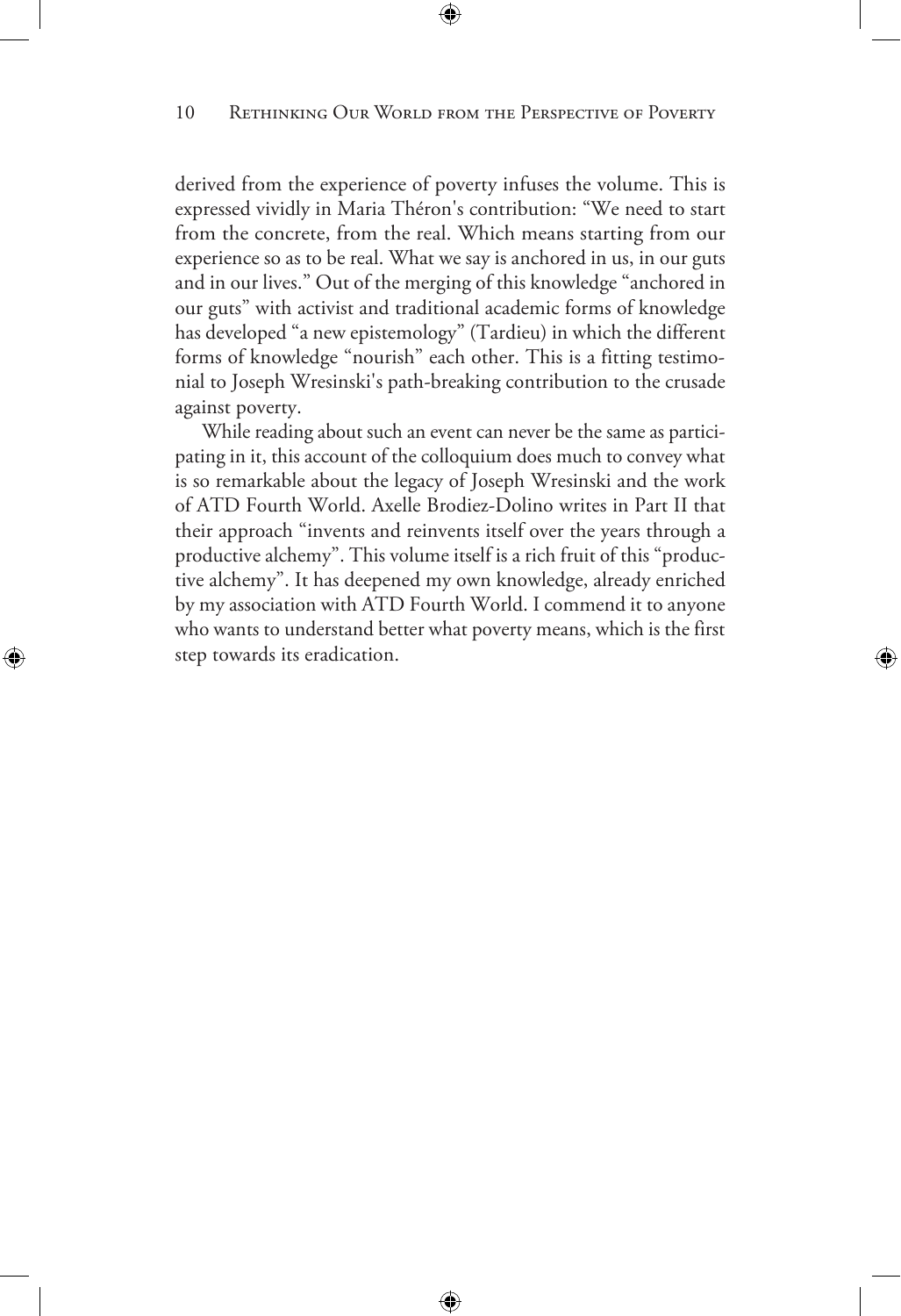derived from the experience of poverty infuses the volume. This is expressed vividly in Maria Théron's contribution: "We need to start from the concrete, from the real. Which means starting from our experience so as to be real. What we say is anchored in us, in our guts and in our lives." Out of the merging of this knowledge "anchored in our guts" with activist and traditional academic forms of knowledge has developed "a new epistemology" (Tardieu) in which the different forms of knowledge "nourish" each other. This is a fitting testimonial to Joseph Wresinski's path-breaking contribution to the crusade against poverty.

While reading about such an event can never be the same as participating in it, this account of the colloquium does much to convey what is so remarkable about the legacy of Joseph Wresinski and the work of ATD Fourth World. Axelle Brodiez-Dolino writes in Part II that their approach "invents and reinvents itself over the years through a productive alchemy". This volume itself is a rich fruit of this "productive alchemy". It has deepened my own knowledge, already enriched by my association with ATD Fourth World. I commend it to anyone who wants to understand better what poverty means, which is the first step towards its eradication.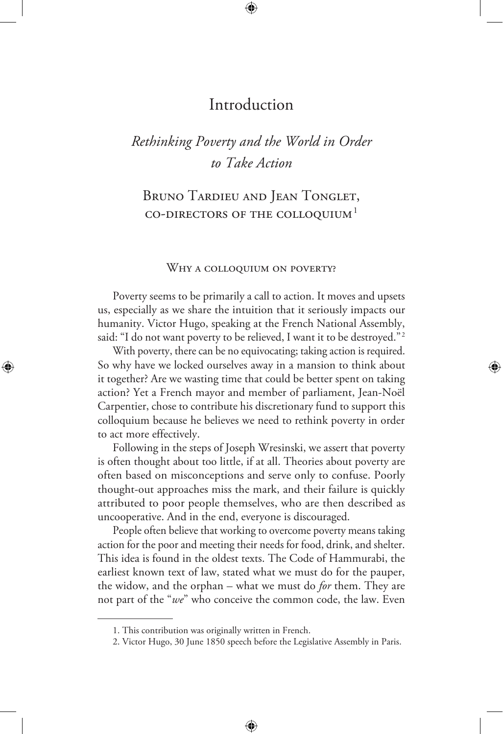# Introduction

## *Rethinking Poverty and the World in Order to Take Action*

### Bruno Tardieu and Jean Tonglet, co-directors of the colloquium[1]

#### Why a colloquium on poverty?

Poverty seems to be primarily a call to action. It moves and upsets us, especially as we share the intuition that it seriously impacts our humanity. Victor Hugo, speaking at the French National Assembly, said: "I do not want poverty to be relieved, I want it to be destroyed."[2]

With poverty, there can be no equivocating; taking action is required. So why have we locked ourselves away in a mansion to think about it together? Are we wasting time that could be better spent on taking action? Yet a French mayor and member of parliament, Jean-Noël Carpentier, chose to contribute his discretionary fund to support this colloquium because he believes we need to rethink poverty in order to act more effectively.

Following in the steps of Joseph Wresinski, we assert that poverty is often thought about too little, if at all. Theories about poverty are often based on misconceptions and serve only to confuse. Poorly thought-out approaches miss the mark, and their failure is quickly attributed to poor people themselves, who are then described as uncooperative. And in the end, everyone is discouraged.

People often believe that working to overcome poverty means taking action for the poor and meeting their needs for food, drink, and shelter. This idea is found in the oldest texts. The Code of Hammurabi, the earliest known text of law, stated what we must do for the pauper, the widow, and the orphan – what we must do *for* them. They are not part of the "*we*" who conceive the common code, the law. Even

1. This contribution was originally written in French.

2. Victor Hugo, 30 June 1850 speech before the Legislative Assembly in Paris.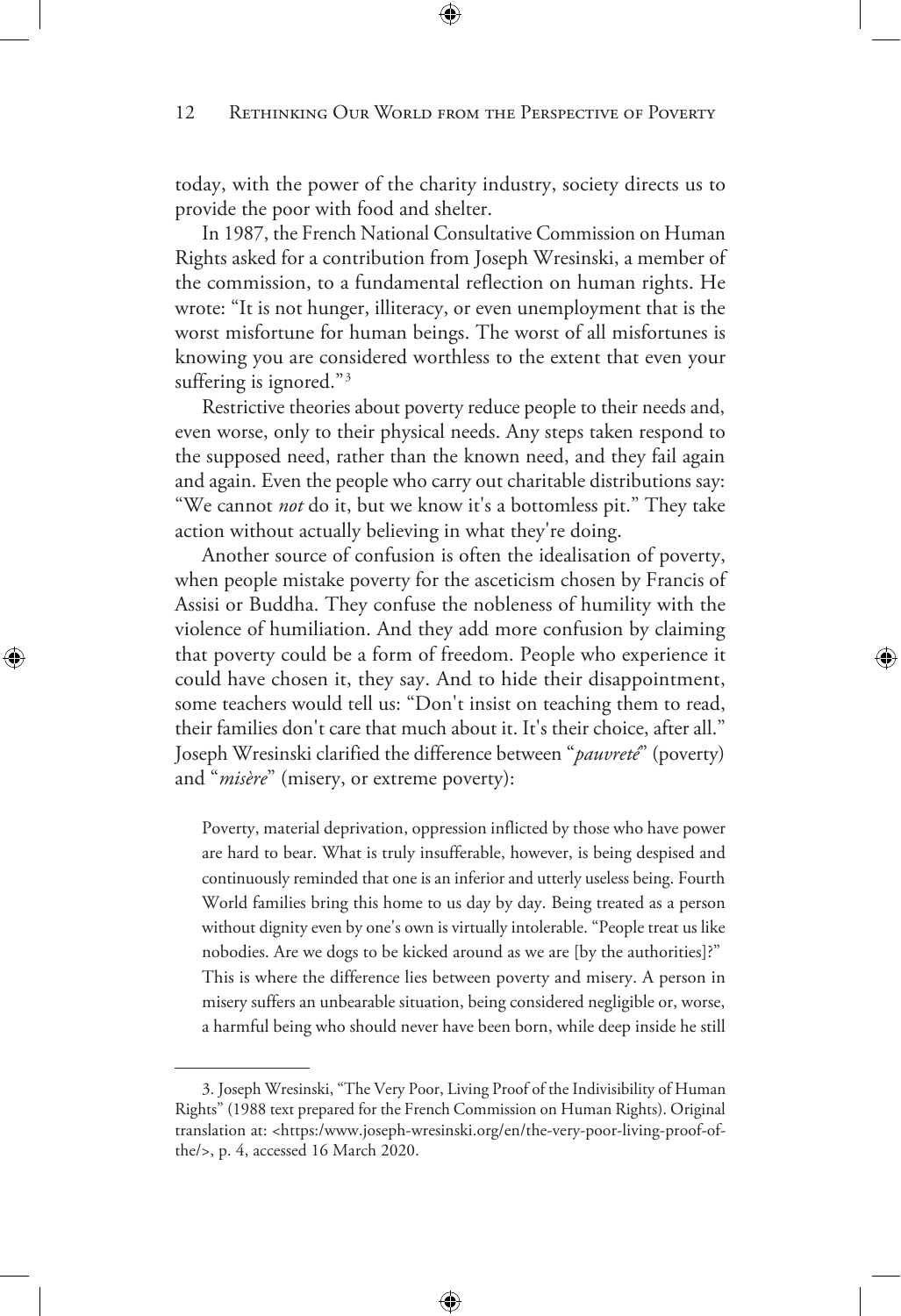today, with the power of the charity industry, society directs us to provide the poor with food and shelter.

In 1987, the French National Consultative Commission on Human Rights asked for a contribution from Joseph Wresinski, a member of the commission, to a fundamental reflection on human rights. He wrote: "It is not hunger, illiteracy, or even unemployment that is the worst misfortune for human beings. The worst of all misfortunes is knowing you are considered worthless to the extent that even your suffering is ignored."[3]

Restrictive theories about poverty reduce people to their needs and, even worse, only to their physical needs. Any steps taken respond to the supposed need, rather than the known need, and they fail again and again. Even the people who carry out charitable distributions say: "We cannot *not* do it, but we know it's a bottomless pit." They take action without actually believing in what they're doing.

Another source of confusion is often the idealisation of poverty, when people mistake poverty for the asceticism chosen by Francis of Assisi or Buddha. They confuse the nobleness of humility with the violence of humiliation. And they add more confusion by claiming that poverty could be a form of freedom. People who experience it could have chosen it, they say. And to hide their disappointment, some teachers would tell us: "Don't insist on teaching them to read, their families don't care that much about it. It's their choice, after all." Joseph Wresinski clarified the difference between "*pauvreté*" (poverty) and "*misère*" (misery, or extreme poverty):

> Poverty, material deprivation, oppression inflicted by those who have power are hard to bear. What is truly insufferable, however, is being despised and continuously reminded that one is an inferior and utterly useless being. Fourth World families bring this home to us day by day. Being treated as a person without dignity even by one's own is virtually intolerable. "People treat us like nobodies. Are we dogs to be kicked around as we are [by the authorities]?" This is where the difference lies between poverty and misery. A person in misery suffers an unbearable situation, being considered negligible or, worse, a harmful being who should never have been born, while deep inside he still

3. Joseph Wresinski, "The Very Poor, Living Proof of the Indivisibility of Human Rights" (1988 text prepared for the French Commission on Human Rights). Original translation at: <https:/www.joseph-wresinski.org/en/the-very-poor-living-proof-of-the/>, p. 4, accessed 16 March 2020.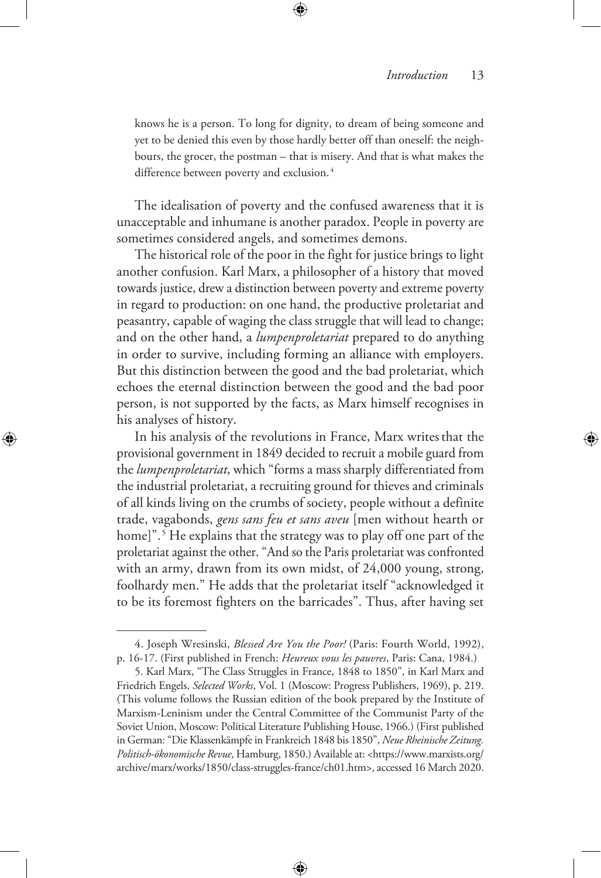knows he is a person. To long for dignity, to dream of being someone and yet to be denied this even by those hardly better off than oneself: the neighbours, the grocer, the postman – that is misery. And that is what makes the difference between poverty and exclusion.[4]

The idealisation of poverty and the confused awareness that it is unacceptable and inhumane is another paradox. People in poverty are sometimes considered angels, and sometimes demons.

The historical role of the poor in the fight for justice brings to light another confusion. Karl Marx, a philosopher of a history that moved towards justice, drew a distinction between poverty and extreme poverty in regard to production: on one hand, the productive proletariat and peasantry, capable of waging the class struggle that will lead to change; and on the other hand, a *lumpenproletariat* prepared to do anything in order to survive, including forming an alliance with employers. But this distinction between the good and the bad proletariat, which echoes the eternal distinction between the good and the bad poor person, is not supported by the facts, as Marx himself recognises in his analyses of history.

In his analysis of the revolutions in France, Marx writes that the provisional government in 1849 decided to recruit a mobile guard from the *lumpenproletariat*, which "forms a mass sharply differentiated from the industrial proletariat, a recruiting ground for thieves and criminals of all kinds living on the crumbs of society, people without a definite trade, vagabonds, *gens sans feu et sans aveu* [men without hearth or home]".[5] He explains that the strategy was to play off one part of the proletariat against the other. "And so the Paris proletariat was confronted with an army, drawn from its own midst, of 24,000 young, strong, foolhardy men." He adds that the proletariat itself "acknowledged it to be its foremost fighters on the barricades". Thus, after having set

---

4. Joseph Wresinski, *Blessed Are You the Poor!* (Paris: Fourth World, 1992), p. 16-17. (First published in French: *Heureux vous les pauvres*, Paris: Cana, 1984.)

5. Karl Marx, "The Class Struggles in France, 1848 to 1850", in Karl Marx and Friedrich Engels, *Selected Works*, Vol. 1 (Moscow: Progress Publishers, 1969), p. 219. (This volume follows the Russian edition of the book prepared by the Institute of Marxism-Leninism under the Central Committee of the Communist Party of the Soviet Union, Moscow: Political Literature Publishing House, 1966.) (First published in German: "Die Klassenkämpfe in Frankreich 1848 bis 1850", *Neue Rheinische Zeitung. Politisch-ökonomische Revue*, Hamburg, 1850.) Available at: <https://www.marxists.org/archive/marx/works/1850/class-struggles-france/ch01.htm>, accessed 16 March 2020.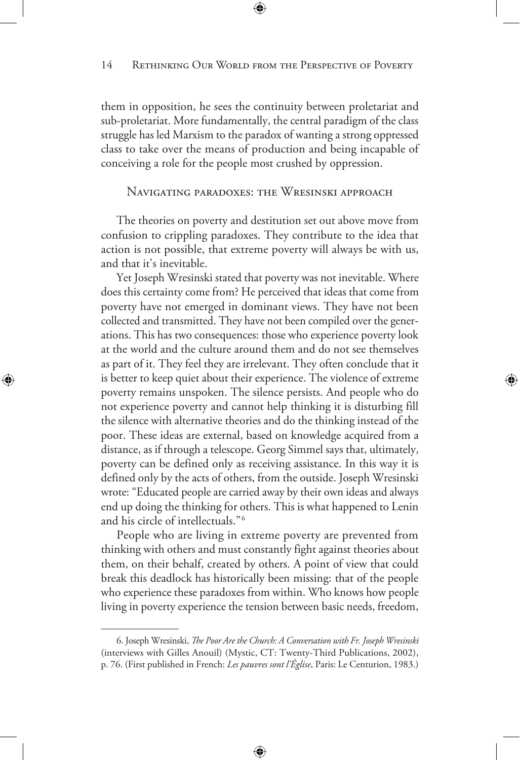them in opposition, he sees the continuity between proletariat and sub-proletariat. More fundamentally, the central paradigm of the class struggle has led Marxism to the paradox of wanting a strong oppressed class to take over the means of production and being incapable of conceiving a role for the people most crushed by oppression.

## Navigating paradoxes: the Wresinski approach

The theories on poverty and destitution set out above move from confusion to crippling paradoxes. They contribute to the idea that action is not possible, that extreme poverty will always be with us, and that it's inevitable.

Yet Joseph Wresinski stated that poverty was not inevitable. Where does this certainty come from? He perceived that ideas that come from poverty have not emerged in dominant views. They have not been collected and transmitted. They have not been compiled over the generations. This has two consequences: those who experience poverty look at the world and the culture around them and do not see themselves as part of it. They feel they are irrelevant. They often conclude that it is better to keep quiet about their experience. The violence of extreme poverty remains unspoken. The silence persists. And people who do not experience poverty and cannot help thinking it is disturbing fill the silence with alternative theories and do the thinking instead of the poor. These ideas are external, based on knowledge acquired from a distance, as if through a telescope. Georg Simmel says that, ultimately, poverty can be defined only as receiving assistance. In this way it is defined only by the acts of others, from the outside. Joseph Wresinski wrote: "Educated people are carried away by their own ideas and always end up doing the thinking for others. This is what happened to Lenin and his circle of intellectuals."[6]

People who are living in extreme poverty are prevented from thinking with others and must constantly fight against theories about them, on their behalf, created by others. A point of view that could break this deadlock has historically been missing: that of the people who experience these paradoxes from within. Who knows how people living in poverty experience the tension between basic needs, freedom,

---

6. Joseph Wresinski, *The Poor Are the Church: A Conversation with Fr. Joseph Wresinski* (interviews with Gilles Anouil) (Mystic, CT: Twenty-Third Publications, 2002), p. 76. (First published in French: *Les pauvres sont l'Église*, Paris: Le Centurion, 1983.)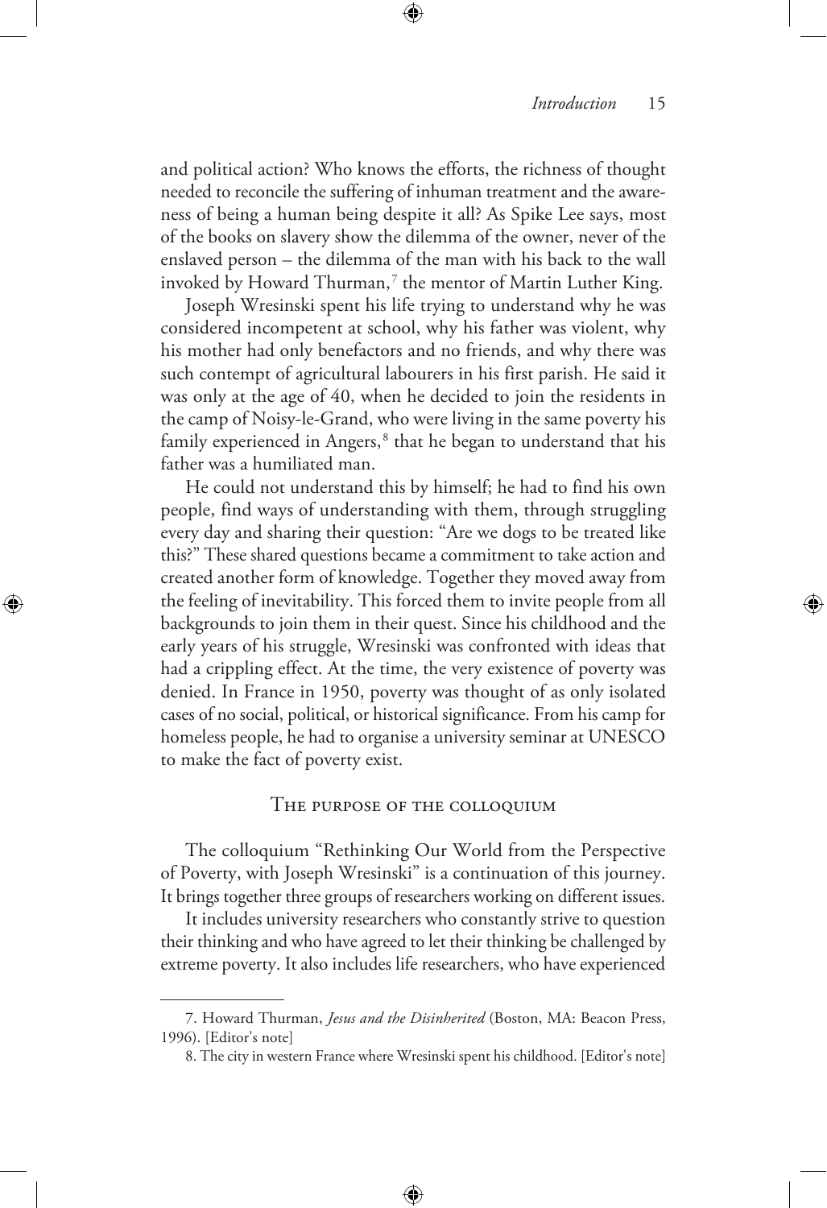and political action? Who knows the efforts, the richness of thought needed to reconcile the suffering of inhuman treatment and the awareness of being a human being despite it all? As Spike Lee says, most of the books on slavery show the dilemma of the owner, never of the enslaved person – the dilemma of the man with his back to the wall invoked by Howard Thurman,[7] the mentor of Martin Luther King.

Joseph Wresinski spent his life trying to understand why he was considered incompetent at school, why his father was violent, why his mother had only benefactors and no friends, and why there was such contempt of agricultural labourers in his first parish. He said it was only at the age of 40, when he decided to join the residents in the camp of Noisy-le-Grand, who were living in the same poverty his family experienced in Angers,[8] that he began to understand that his father was a humiliated man.

He could not understand this by himself; he had to find his own people, find ways of understanding with them, through struggling every day and sharing their question: "Are we dogs to be treated like this?" These shared questions became a commitment to take action and created another form of knowledge. Together they moved away from the feeling of inevitability. This forced them to invite people from all backgrounds to join them in their quest. Since his childhood and the early years of his struggle, Wresinski was confronted with ideas that had a crippling effect. At the time, the very existence of poverty was denied. In France in 1950, poverty was thought of as only isolated cases of no social, political, or historical significance. From his camp for homeless people, he had to organise a university seminar at UNESCO to make the fact of poverty exist.

## The purpose of the colloquium

The colloquium "Rethinking Our World from the Perspective of Poverty, with Joseph Wresinski" is a continuation of this journey. It brings together three groups of researchers working on different issues.

It includes university researchers who constantly strive to question their thinking and who have agreed to let their thinking be challenged by extreme poverty. It also includes life researchers, who have experienced

---

7. Howard Thurman, *Jesus and the Disinherited* (Boston, MA: Beacon Press, 1996). [Editor's note]

8. The city in western France where Wresinski spent his childhood. [Editor's note]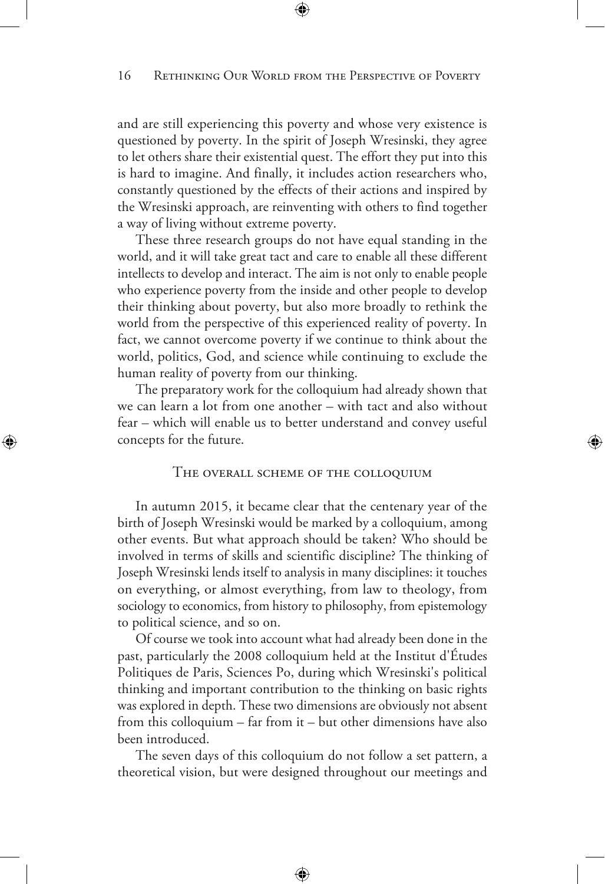and are still experiencing this poverty and whose very existence is questioned by poverty. In the spirit of Joseph Wresinski, they agree to let others share their existential quest. The effort they put into this is hard to imagine. And finally, it includes action researchers who, constantly questioned by the effects of their actions and inspired by the Wresinski approach, are reinventing with others to find together a way of living without extreme poverty.

These three research groups do not have equal standing in the world, and it will take great tact and care to enable all these different intellects to develop and interact. The aim is not only to enable people who experience poverty from the inside and other people to develop their thinking about poverty, but also more broadly to rethink the world from the perspective of this experienced reality of poverty. In fact, we cannot overcome poverty if we continue to think about the world, politics, God, and science while continuing to exclude the human reality of poverty from our thinking.

The preparatory work for the colloquium had already shown that we can learn a lot from one another – with tact and also without fear – which will enable us to better understand and convey useful concepts for the future.

## The overall scheme of the colloquium

In autumn 2015, it became clear that the centenary year of the birth of Joseph Wresinski would be marked by a colloquium, among other events. But what approach should be taken? Who should be involved in terms of skills and scientific discipline? The thinking of Joseph Wresinski lends itself to analysis in many disciplines: it touches on everything, or almost everything, from law to theology, from sociology to economics, from history to philosophy, from epistemology to political science, and so on.

Of course we took into account what had already been done in the past, particularly the 2008 colloquium held at the Institut d'Études Politiques de Paris, Sciences Po, during which Wresinski's political thinking and important contribution to the thinking on basic rights was explored in depth. These two dimensions are obviously not absent from this colloquium – far from it – but other dimensions have also been introduced.

The seven days of this colloquium do not follow a set pattern, a theoretical vision, but were designed throughout our meetings and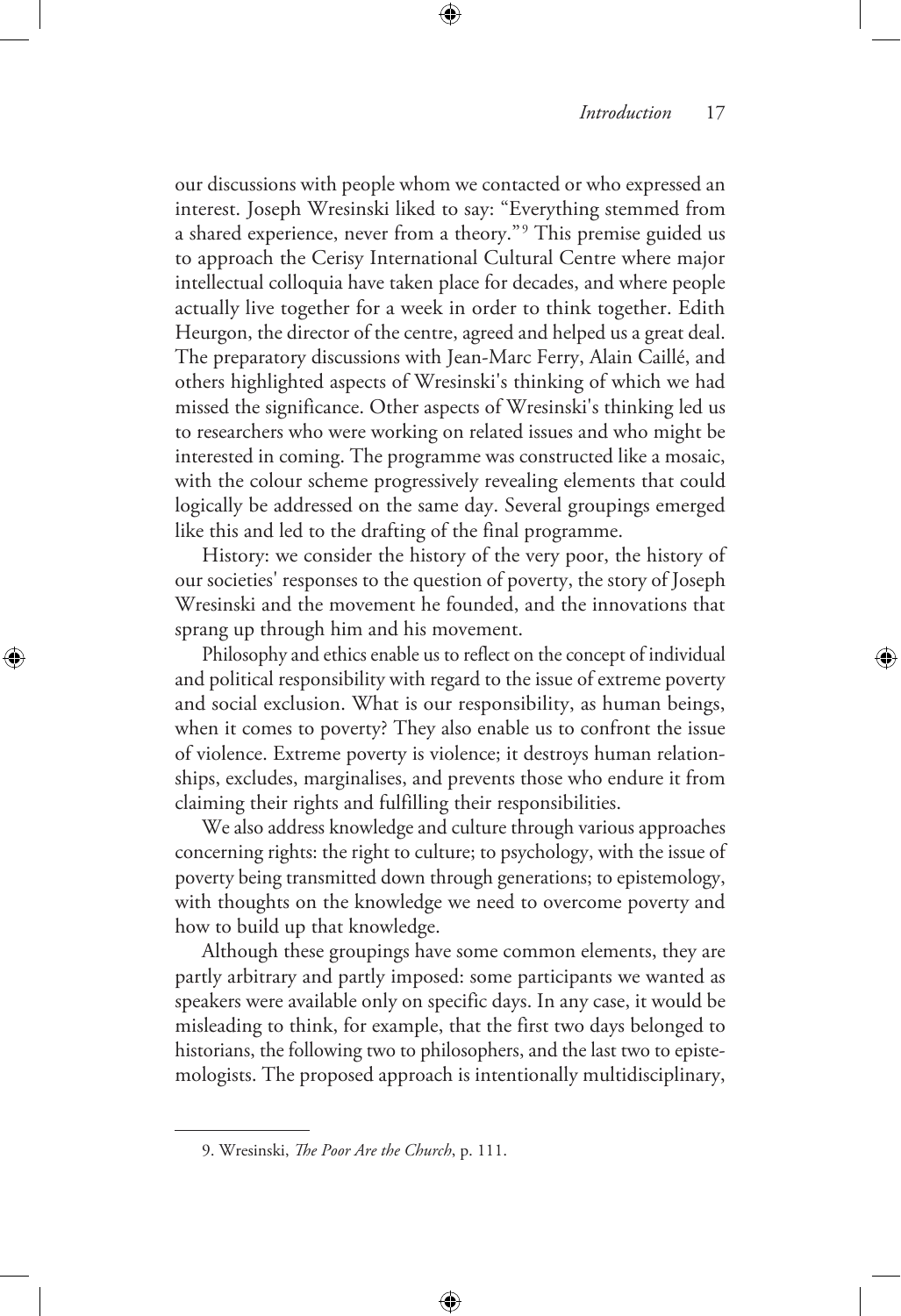our discussions with people whom we contacted or who expressed an interest. Joseph Wresinski liked to say: "Everything stemmed from a shared experience, never from a theory."[9] This premise guided us to approach the Cerisy International Cultural Centre where major intellectual colloquia have taken place for decades, and where people actually live together for a week in order to think together. Edith Heurgon, the director of the centre, agreed and helped us a great deal. The preparatory discussions with Jean-Marc Ferry, Alain Caillé, and others highlighted aspects of Wresinski's thinking of which we had missed the significance. Other aspects of Wresinski's thinking led us to researchers who were working on related issues and who might be interested in coming. The programme was constructed like a mosaic, with the colour scheme progressively revealing elements that could logically be addressed on the same day. Several groupings emerged like this and led to the drafting of the final programme.

History: we consider the history of the very poor, the history of our societies' responses to the question of poverty, the story of Joseph Wresinski and the movement he founded, and the innovations that sprang up through him and his movement.

Philosophy and ethics enable us to reflect on the concept of individual and political responsibility with regard to the issue of extreme poverty and social exclusion. What is our responsibility, as human beings, when it comes to poverty? They also enable us to confront the issue of violence. Extreme poverty is violence; it destroys human relationships, excludes, marginalises, and prevents those who endure it from claiming their rights and fulfilling their responsibilities.

We also address knowledge and culture through various approaches concerning rights: the right to culture; to psychology, with the issue of poverty being transmitted down through generations; to epistemology, with thoughts on the knowledge we need to overcome poverty and how to build up that knowledge.

Although these groupings have some common elements, they are partly arbitrary and partly imposed: some participants we wanted as speakers were available only on specific days. In any case, it would be misleading to think, for example, that the first two days belonged to historians, the following two to philosophers, and the last two to epistemologists. The proposed approach is intentionally multidisciplinary,

---

9. Wresinski, *The Poor Are the Church*, p. 111.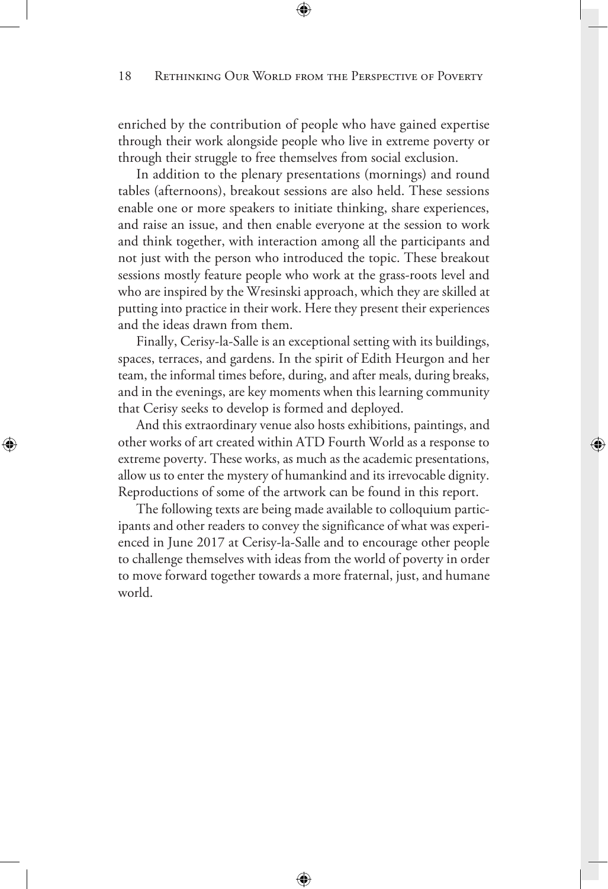enriched by the contribution of people who have gained expertise through their work alongside people who live in extreme poverty or through their struggle to free themselves from social exclusion.

In addition to the plenary presentations (mornings) and round tables (afternoons), breakout sessions are also held. These sessions enable one or more speakers to initiate thinking, share experiences, and raise an issue, and then enable everyone at the session to work and think together, with interaction among all the participants and not just with the person who introduced the topic. These breakout sessions mostly feature people who work at the grass-roots level and who are inspired by the Wresinski approach, which they are skilled at putting into practice in their work. Here they present their experiences and the ideas drawn from them.

Finally, Cerisy-la-Salle is an exceptional setting with its buildings, spaces, terraces, and gardens. In the spirit of Edith Heurgon and her team, the informal times before, during, and after meals, during breaks, and in the evenings, are key moments when this learning community that Cerisy seeks to develop is formed and deployed.

And this extraordinary venue also hosts exhibitions, paintings, and other works of art created within ATD Fourth World as a response to extreme poverty. These works, as much as the academic presentations, allow us to enter the mystery of humankind and its irrevocable dignity. Reproductions of some of the artwork can be found in this report.

The following texts are being made available to colloquium participants and other readers to convey the significance of what was experienced in June 2017 at Cerisy-la-Salle and to encourage other people to challenge themselves with ideas from the world of poverty in order to move forward together towards a more fraternal, just, and humane world.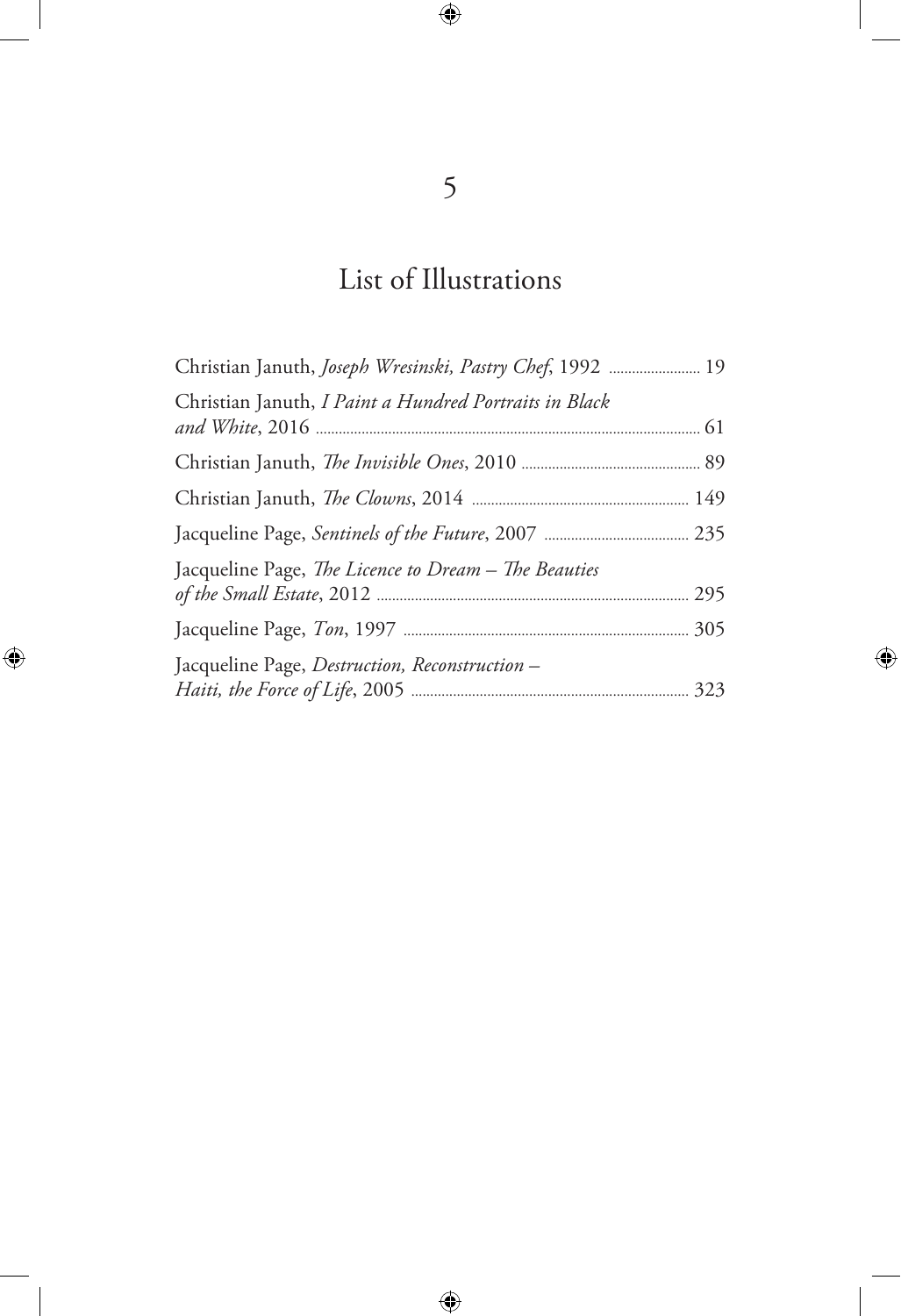# 5

## List of Illustrations

Christian Januth, *Joseph Wresinski, Pastry Chef*, 1992 ........ 19

Christian Januth, *I Paint a Hundred Portraits in Black and White*, 2016 ........ 61

Christian Januth, *The Invisible Ones*, 2010 ........ 89

Christian Januth, *The Clowns*, 2014 ........ 149

Jacqueline Page, *Sentinels of the Future*, 2007 ........ 235

Jacqueline Page, *The Licence to Dream – The Beauties of the Small Estate*, 2012 ........ 295

Jacqueline Page, *Ton*, 1997 ........ 305

Jacqueline Page, *Destruction, Reconstruction – Haiti, the Force of Life*, 2005 ........ 323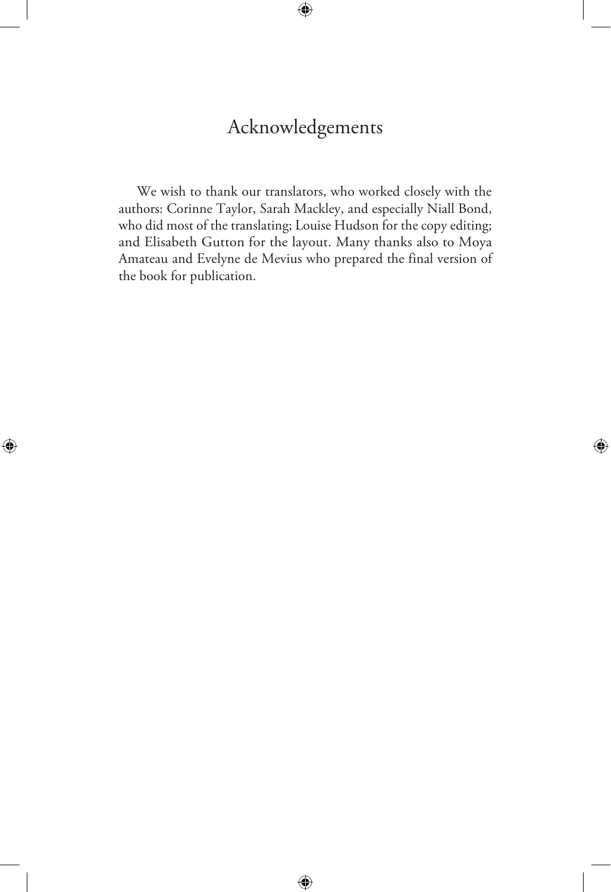# Acknowledgements

We wish to thank our translators, who worked closely with the authors: Corinne Taylor, Sarah Mackley, and especially Niall Bond, who did most of the translating; Louise Hudson for the copy editing; and Elisabeth Gutton for the layout. Many thanks also to Moya Amateau and Evelyne de Mevius who prepared the final version of the book for publication.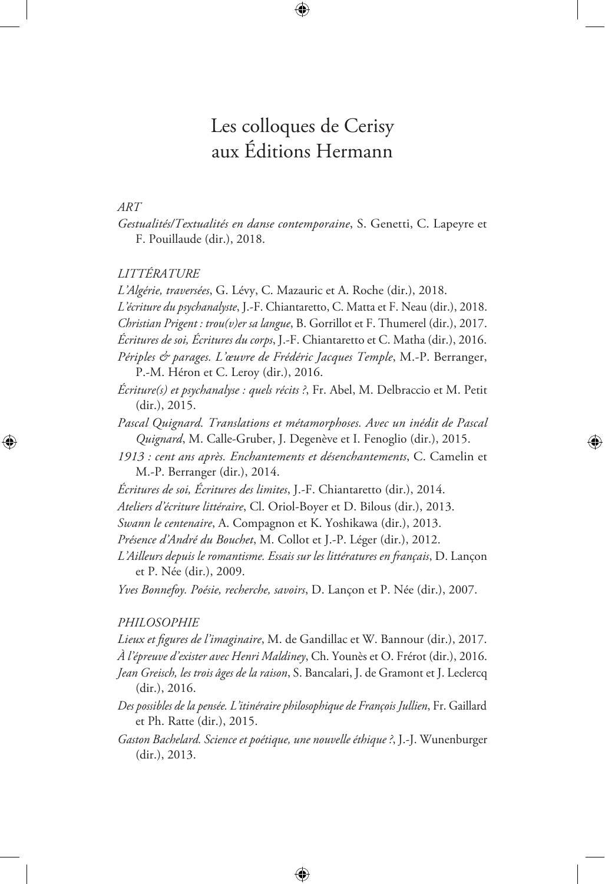# Les colloques de Cerisy aux Éditions Hermann

*ART*

*Gestualités/Textualités en danse contemporaine*, S. Genetti, C. Lapeyre et F. Pouillaude (dir.), 2018.

*LITTÉRATURE*

*L'Algérie, traversées*, G. Lévy, C. Mazauric et A. Roche (dir.), 2018.

*L'écriture du psychanalyste*, J.-F. Chiantaretto, C. Matta et F. Neau (dir.), 2018.

*Christian Prigent : trou(v)er sa langue*, B. Gorrillot et F. Thumerel (dir.), 2017.

*Écritures de soi, Écritures du corps*, J.-F. Chiantaretto et C. Matha (dir.), 2016.

*Périples & parages. L'œuvre de Frédéric Jacques Temple*, M.-P. Berranger, P.-M. Héron et C. Leroy (dir.), 2016.

*Écriture(s) et psychanalyse : quels récits ?*, Fr. Abel, M. Delbraccio et M. Petit (dir.), 2015.

*Pascal Quignard. Translations et métamorphoses. Avec un inédit de Pascal Quignard*, M. Calle-Gruber, J. Degenève et I. Fenoglio (dir.), 2015.

*1913 : cent ans après. Enchantements et désenchantements*, C. Camelin et M.-P. Berranger (dir.), 2014.

*Écritures de soi, Écritures des limites*, J.-F. Chiantaretto (dir.), 2014.

*Ateliers d'écriture littéraire*, Cl. Oriol-Boyer et D. Bilous (dir.), 2013.

*Swann le centenaire*, A. Compagnon et K. Yoshikawa (dir.), 2013.

*Présence d'André du Bouchet*, M. Collot et J.-P. Léger (dir.), 2012.

*L'Ailleurs depuis le romantisme. Essais sur les littératures en français*, D. Lançon et P. Née (dir.), 2009.

*Yves Bonnefoy. Poésie, recherche, savoirs*, D. Lançon et P. Née (dir.), 2007.

*PHILOSOPHIE*

*Lieux et figures de l'imaginaire*, M. de Gandillac et W. Bannour (dir.), 2017.

*À l'épreuve d'exister avec Henri Maldiney*, Ch. Younès et O. Frérot (dir.), 2016.

*Jean Greisch, les trois âges de la raison*, S. Bancalari, J. de Gramont et J. Leclercq (dir.), 2016.

*Des possibles de la pensée. L'itinéraire philosophique de François Jullien*, Fr. Gaillard et Ph. Ratte (dir.), 2015.

*Gaston Bachelard. Science et poétique, une nouvelle éthique ?*, J.-J. Wunenburger (dir.), 2013.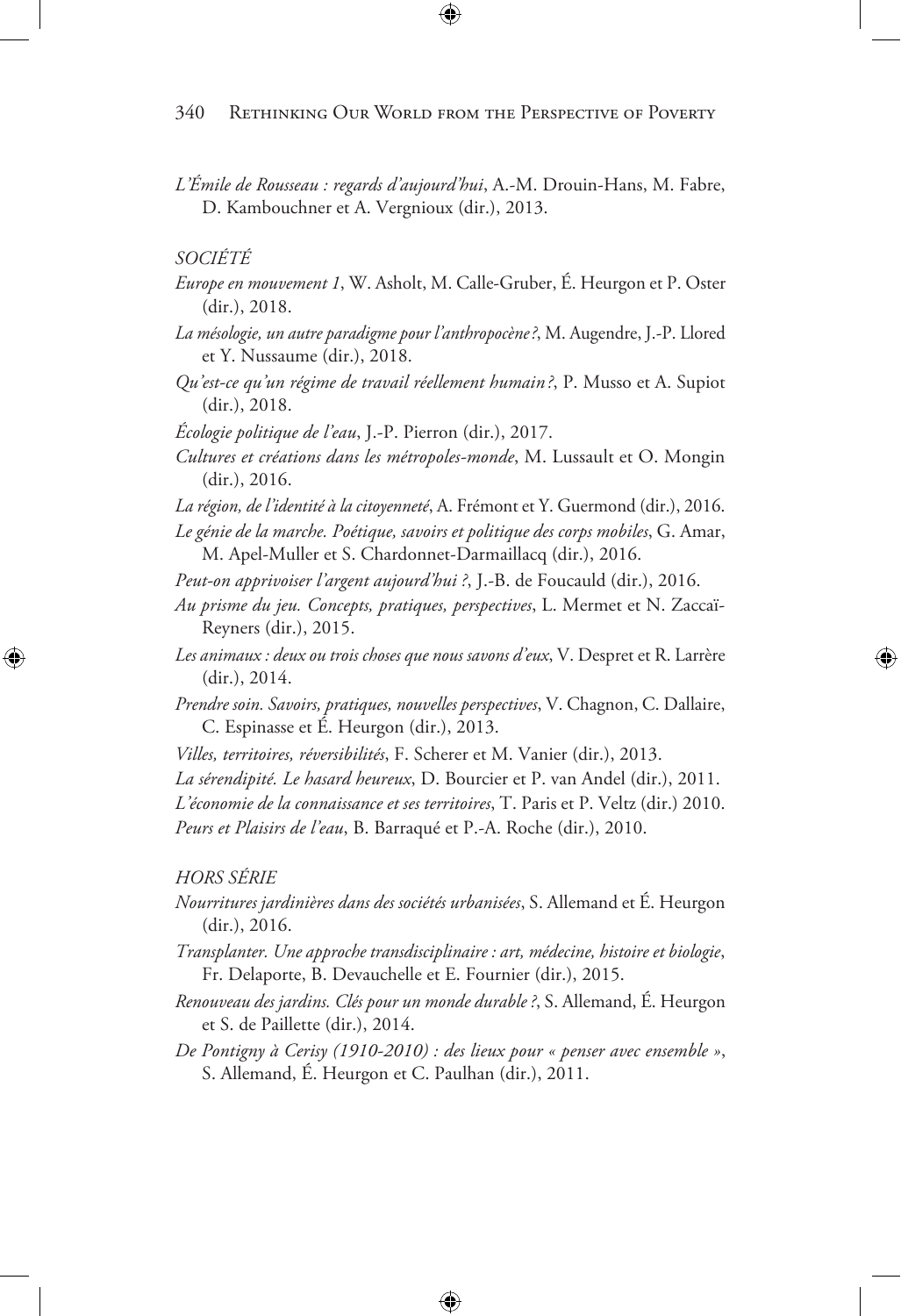*L'Émile de Rousseau : regards d'aujourd'hui*, A.-M. Drouin-Hans, M. Fabre, D. Kambouchner et A. Vergnioux (dir.), 2013.

*SOCIÉTÉ*

*Europe en mouvement 1*, W. Asholt, M. Calle-Gruber, É. Heurgon et P. Oster (dir.), 2018.

*La mésologie, un autre paradigme pour l'anthropocène ?*, M. Augendre, J.-P. Llored et Y. Nussaume (dir.), 2018.

*Qu'est-ce qu'un régime de travail réellement humain ?*, P. Musso et A. Supiot (dir.), 2018.

*Écologie politique de l'eau*, J.-P. Pierron (dir.), 2017.

*Cultures et créations dans les métropoles-monde*, M. Lussault et O. Mongin (dir.), 2016.

*La région, de l'identité à la citoyenneté*, A. Frémont et Y. Guermond (dir.), 2016.

*Le génie de la marche. Poétique, savoirs et politique des corps mobiles*, G. Amar, M. Apel-Muller et S. Chardonnet-Darmaillacq (dir.), 2016.

*Peut-on apprivoiser l'argent aujourd'hui ?*, J.-B. de Foucauld (dir.), 2016.

*Au prisme du jeu. Concepts, pratiques, perspectives*, L. Mermet et N. Zaccaï-Reyners (dir.), 2015.

*Les animaux : deux ou trois choses que nous savons d'eux*, V. Despret et R. Larrère (dir.), 2014.

*Prendre soin. Savoirs, pratiques, nouvelles perspectives*, V. Chagnon, C. Dallaire, C. Espinasse et É. Heurgon (dir.), 2013.

*Villes, territoires, réversibilités*, F. Scherer et M. Vanier (dir.), 2013.

*La sérendipité. Le hasard heureux*, D. Bourcier et P. van Andel (dir.), 2011.

*L'économie de la connaissance et ses territoires*, T. Paris et P. Veltz (dir.) 2010.

*Peurs et Plaisirs de l'eau*, B. Barraqué et P.-A. Roche (dir.), 2010.

*HORS SÉRIE*

*Nourritures jardinières dans des sociétés urbanisées*, S. Allemand et É. Heurgon (dir.), 2016.

*Transplanter. Une approche transdisciplinaire : art, médecine, histoire et biologie*, Fr. Delaporte, B. Devauchelle et E. Fournier (dir.), 2015.

*Renouveau des jardins. Clés pour un monde durable ?*, S. Allemand, É. Heurgon et S. de Paillette (dir.), 2014.

*De Pontigny à Cerisy (1910-2010) : des lieux pour « penser avec ensemble »*, S. Allemand, É. Heurgon et C. Paulhan (dir.), 2011.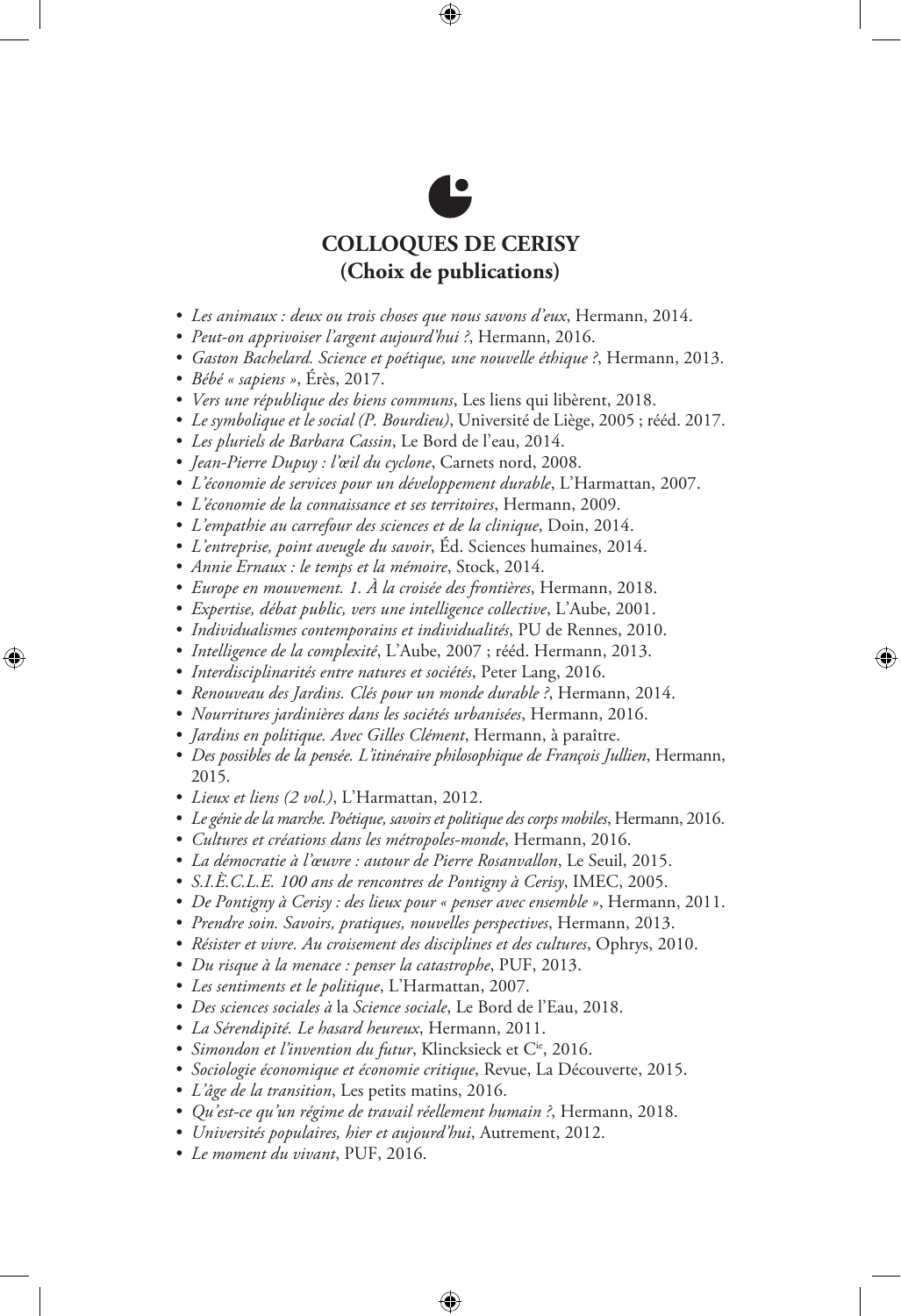## COLLOQUES DE CERISY
## (Choix de publications)

- *Les animaux : deux ou trois choses que nous savons d'eux*, Hermann, 2014.
- *Peut-on apprivoiser l'argent aujourd'hui ?*, Hermann, 2016.
- *Gaston Bachelard. Science et poétique, une nouvelle éthique ?*, Hermann, 2013.
- *Bébé « sapiens »*, Érès, 2017.
- *Vers une république des biens communs*, Les liens qui libèrent, 2018.
- *Le symbolique et le social (P. Bourdieu)*, Université de Liège, 2005 ; rééd. 2017.
- *Les pluriels de Barbara Cassin*, Le Bord de l'eau, 2014.
- *Jean-Pierre Dupuy : l'œil du cyclone*, Carnets nord, 2008.
- *L'économie de services pour un développement durable*, L'Harmattan, 2007.
- *L'économie de la connaissance et ses territoires*, Hermann, 2009.
- *L'empathie au carrefour des sciences et de la clinique*, Doin, 2014.
- *L'entreprise, point aveugle du savoir*, Éd. Sciences humaines, 2014.
- *Annie Ernaux : le temps et la mémoire*, Stock, 2014.
- *Europe en mouvement. 1. À la croisée des frontières*, Hermann, 2018.
- *Expertise, débat public, vers une intelligence collective*, L'Aube, 2001.
- *Individualismes contemporains et individualités*, PU de Rennes, 2010.
- *Intelligence de la complexité*, L'Aube, 2007 ; rééd. Hermann, 2013.
- *Interdisciplinarités entre natures et sociétés*, Peter Lang, 2016.
- *Renouveau des Jardins. Clés pour un monde durable ?*, Hermann, 2014.
- *Nourritures jardinières dans les sociétés urbanisées*, Hermann, 2016.
- *Jardins en politique. Avec Gilles Clément*, Hermann, à paraître.
- *Des possibles de la pensée. L'itinéraire philosophique de François Jullien*, Hermann, 2015.
- *Lieux et liens (2 vol.)*, L'Harmattan, 2012.
- *Le génie de la marche. Poétique, savoirs et politique des corps mobiles*, Hermann, 2016.
- *Cultures et créations dans les métropoles-monde*, Hermann, 2016.
- *La démocratie à l'œuvre : autour de Pierre Rosanvallon*, Le Seuil, 2015.
- *S.I.È.C.L.E. 100 ans de rencontres de Pontigny à Cerisy*, IMEC, 2005.
- *De Pontigny à Cerisy : des lieux pour « penser avec ensemble »*, Hermann, 2011.
- *Prendre soin. Savoirs, pratiques, nouvelles perspectives*, Hermann, 2013.
- *Résister et vivre. Au croisement des disciplines et des cultures*, Ophrys, 2010.
- *Du risque à la menace : penser la catastrophe*, PUF, 2013.
- *Les sentiments et le politique*, L'Harmattan, 2007.
- *Des sciences sociales à* la *Science sociale*, Le Bord de l'Eau, 2018.
- *La Sérendipité. Le hasard heureux*, Hermann, 2011.
- *Simondon et l'invention du futur*, Klincksieck et C[ie], 2016.
- *Sociologie économique et économie critique*, Revue, La Découverte, 2015.
- *L'âge de la transition*, Les petits matins, 2016.
- *Qu'est-ce qu'un régime de travail réellement humain ?*, Hermann, 2018.
- *Universités populaires, hier et aujourd'hui*, Autrement, 2012.
- *Le moment du vivant*, PUF, 2016.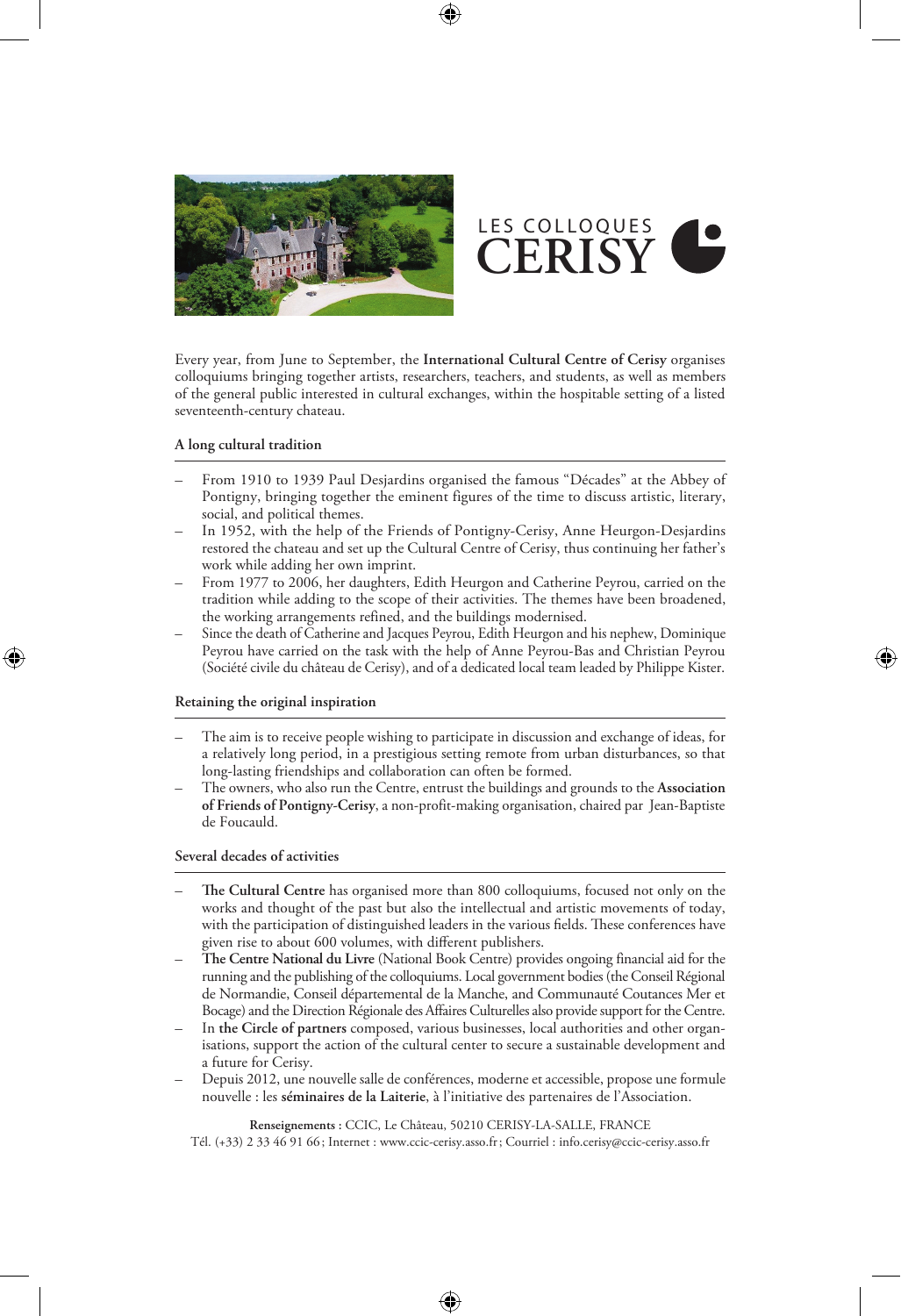LES COLLOQUES
# CERISY

Every year, from June to September, the **International Cultural Centre of Cerisy** organises colloquiums bringing together artists, researchers, teachers, and students, as well as members of the general public interested in cultural exchanges, within the hospitable setting of a listed seventeenth-century chateau.

**A long cultural tradition**

– From 1910 to 1939 Paul Desjardins organised the famous “Décades” at the Abbey of Pontigny, bringing together the eminent figures of the time to discuss artistic, literary, social, and political themes.
– In 1952, with the help of the Friends of Pontigny-Cerisy, Anne Heurgon-Desjardins restored the chateau and set up the Cultural Centre of Cerisy, thus continuing her father’s work while adding her own imprint.
– From 1977 to 2006, her daughters, Edith Heurgon and Catherine Peyrou, carried on the tradition while adding to the scope of their activities. The themes have been broadened, the working arrangements refined, and the buildings modernised.
– Since the death of Catherine and Jacques Peyrou, Edith Heurgon and his nephew, Dominique Peyrou have carried on the task with the help of Anne Peyrou-Bas and Christian Peyrou (Société civile du château de Cerisy), and of a dedicated local team leaded by Philippe Kister.

**Retaining the original inspiration**

– The aim is to receive people wishing to participate in discussion and exchange of ideas, for a relatively long period, in a prestigious setting remote from urban disturbances, so that long-lasting friendships and collaboration can often be formed.
– The owners, who also run the Centre, entrust the buildings and grounds to the **Association of Friends of Pontigny-Cerisy**, a non-profit-making organisation, chaired par Jean-Baptiste de Foucauld.

**Several decades of activities**

– **The Cultural Centre** has organised more than 800 colloquiums, focused not only on the works and thought of the past but also the intellectual and artistic movements of today, with the participation of distinguished leaders in the various fields. These conferences have given rise to about 600 volumes, with different publishers.
– **The Centre National du Livre** (National Book Centre) provides ongoing financial aid for the running and the publishing of the colloquiums. Local government bodies (the Conseil Régional de Normandie, Conseil départemental de la Manche, and Communauté Coutances Mer et Bocage) and the Direction Régionale des Affaires Culturelles also provide support for the Centre.
– In **the Circle of partners** composed, various businesses, local authorities and other organisations, support the action of the cultural center to secure a sustainable development and a future for Cerisy.
– Depuis 2012, une nouvelle salle de conférences, moderne et accessible, propose une formule nouvelle : les **séminaires de la Laiterie**, à l’initiative des partenaires de l’Association.

**Renseignements :** CCIC, Le Château, 50210 CERISY-LA-SALLE, FRANCE
Tél. (+33) 2 33 46 91 66 ; Internet : www.ccic-cerisy.asso.fr ; Courriel : info.cerisy@ccic-cerisy.asso.fr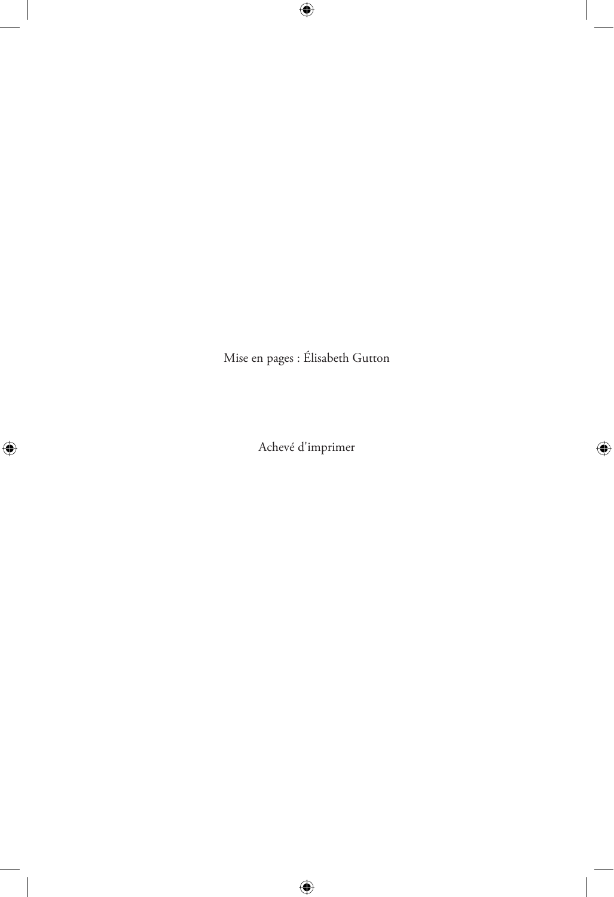Mise en pages : Élisabeth Gutton

Achevé d'imprimer